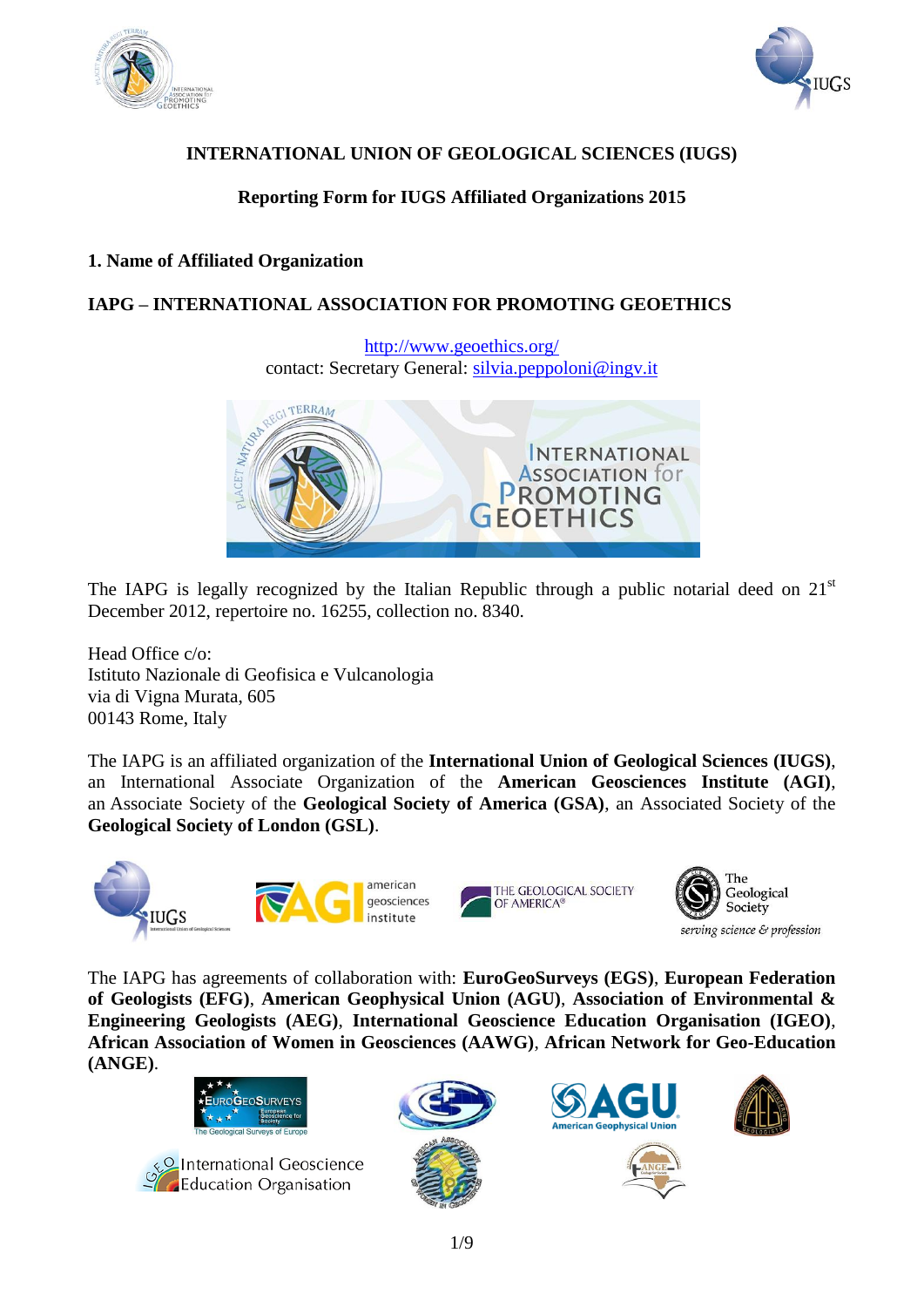**INTERNATIONAL UNION OF GEOLOGICAL SCIENCES (IUGS)**

**Reporting Form for IUGS Affiliated Organizations 2015**

## 1. Name of Affiliated Organization

## IAPG – INTERNATIONAL ASSOCIATION FOR PROMOTING GEOETHICS

http://www.geoethics.org/
contact: Secretary General: silvia.peppoloni@ingv.it

The IAPG is legally recognized by the Italian Republic through a public notarial deed on 21st December 2012, repertoire no. 16255, collection no. 8340.

Head Office c/o:
Istituto Nazionale di Geofisica e Vulcanologia
via di Vigna Murata, 605
00143 Rome, Italy

The IAPG is an affiliated organization of the **International Union of Geological Sciences (IUGS)**, an International Associate Organization of the **American Geosciences Institute (AGI)**, an Associate Society of the **Geological Society of America (GSA)**, an Associated Society of the **Geological Society of London (GSL)**.

The IAPG has agreements of collaboration with: **EuroGeoSurveys (EGS)**, **European Federation of Geologists (EFG)**, **American Geophysical Union (AGU)**, **Association of Environmental & Engineering Geologists (AEG)**, **International Geoscience Education Organisation (IGEO)**, **African Association of Women in Geosciences (AAWG)**, **African Network for Geo-Education (ANGE)**.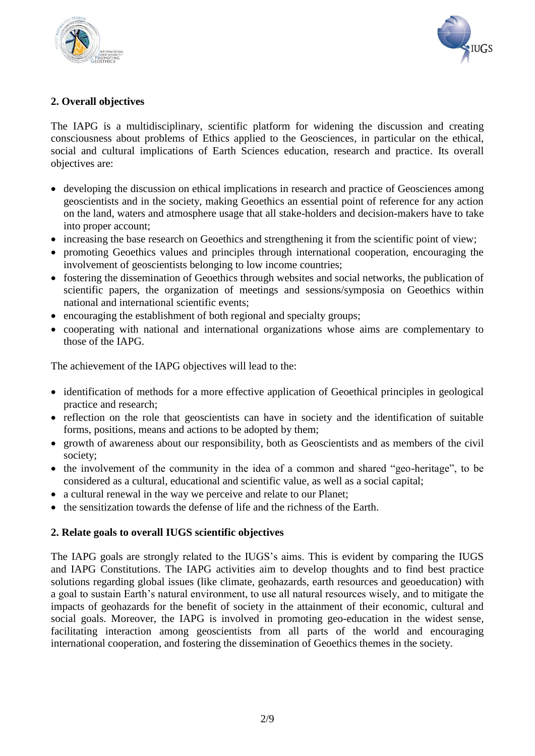## 2. Overall objectives

The IAPG is a multidisciplinary, scientific platform for widening the discussion and creating consciousness about problems of Ethics applied to the Geosciences, in particular on the ethical, social and cultural implications of Earth Sciences education, research and practice. Its overall objectives are:

- developing the discussion on ethical implications in research and practice of Geosciences among geoscientists and in the society, making Geoethics an essential point of reference for any action on the land, waters and atmosphere usage that all stake-holders and decision-makers have to take into proper account;
- increasing the base research on Geoethics and strengthening it from the scientific point of view;
- promoting Geoethics values and principles through international cooperation, encouraging the involvement of geoscientists belonging to low income countries;
- fostering the dissemination of Geoethics through websites and social networks, the publication of scientific papers, the organization of meetings and sessions/symposia on Geoethics within national and international scientific events;
- encouraging the establishment of both regional and specialty groups;
- cooperating with national and international organizations whose aims are complementary to those of the IAPG.

The achievement of the IAPG objectives will lead to the:

- identification of methods for a more effective application of Geoethical principles in geological practice and research;
- reflection on the role that geoscientists can have in society and the identification of suitable forms, positions, means and actions to be adopted by them;
- growth of awareness about our responsibility, both as Geoscientists and as members of the civil society;
- the involvement of the community in the idea of a common and shared "geo-heritage", to be considered as a cultural, educational and scientific value, as well as a social capital;
- a cultural renewal in the way we perceive and relate to our Planet;
- the sensitization towards the defense of life and the richness of the Earth.

## 2. Relate goals to overall IUGS scientific objectives

The IAPG goals are strongly related to the IUGS's aims. This is evident by comparing the IUGS and IAPG Constitutions. The IAPG activities aim to develop thoughts and to find best practice solutions regarding global issues (like climate, geohazards, earth resources and geoeducation) with a goal to sustain Earth's natural environment, to use all natural resources wisely, and to mitigate the impacts of geohazards for the benefit of society in the attainment of their economic, cultural and social goals. Moreover, the IAPG is involved in promoting geo-education in the widest sense, facilitating interaction among geoscientists from all parts of the world and encouraging international cooperation, and fostering the dissemination of Geoethics themes in the society.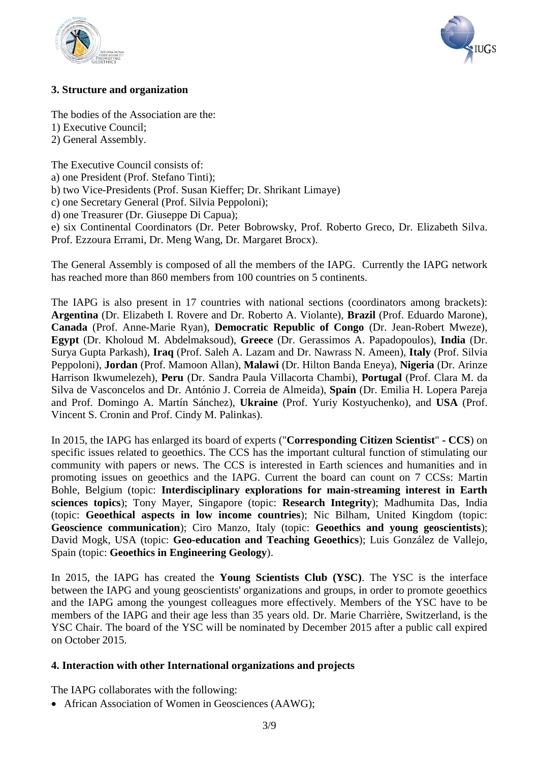## 3. Structure and organization

The bodies of the Association are the:
1) Executive Council;
2) General Assembly.

The Executive Council consists of:
a) one President (Prof. Stefano Tinti);
b) two Vice-Presidents (Prof. Susan Kieffer; Dr. Shrikant Limaye)
c) one Secretary General (Prof. Silvia Peppoloni);
d) one Treasurer (Dr. Giuseppe Di Capua);
e) six Continental Coordinators (Dr. Peter Bobrowsky, Prof. Roberto Greco, Dr. Elizabeth Silva. Prof. Ezzoura Errami, Dr. Meng Wang, Dr. Margaret Brocx).

The General Assembly is composed of all the members of the IAPG. Currently the IAPG network has reached more than 860 members from 100 countries on 5 continents.

The IAPG is also present in 17 countries with national sections (coordinators among brackets): **Argentina** (Dr. Elizabeth I. Rovere and Dr. Roberto A. Violante), **Brazil** (Prof. Eduardo Marone), **Canada** (Prof. Anne-Marie Ryan), **Democratic Republic of Congo** (Dr. Jean-Robert Mweze), **Egypt** (Dr. Kholoud M. Abdelmaksoud), **Greece** (Dr. Gerassimos A. Papadopoulos), **India** (Dr. Surya Gupta Parkash), **Iraq** (Prof. Saleh A. Lazam and Dr. Nawrass N. Ameen), **Italy** (Prof. Silvia Peppoloni), **Jordan** (Prof. Mamoon Allan), **Malawi** (Dr. Hilton Banda Eneya), **Nigeria** (Dr. Arinze Harrison Ikwumelezeh), **Peru** (Dr. Sandra Paula Villacorta Chambi), **Portugal** (Prof. Clara M. da Silva de Vasconcelos and Dr. António J. Correia de Almeida), **Spain** (Dr. Emilia H. Lopera Pareja and Prof. Domingo A. Martín Sánchez), **Ukraine** (Prof. Yuriy Kostyuchenko), and **USA** (Prof. Vincent S. Cronin and Prof. Cindy M. Palinkas).

In 2015, the IAPG has enlarged its board of experts ("**Corresponding Citizen Scientist**" **- CCS**) on specific issues related to geoethics. The CCS has the important cultural function of stimulating our community with papers or news. The CCS is interested in Earth sciences and humanities and in promoting issues on geoethics and the IAPG. Current the board can count on 7 CCSs: Martin Bohle, Belgium (topic: **Interdisciplinary explorations for main-streaming interest in Earth sciences topics**); Tony Mayer, Singapore (topic: **Research Integrity**); Madhumita Das, India (topic: **Geoethical aspects in low income countries**); Nic Bilham, United Kingdom (topic: **Geoscience communication**); Ciro Manzo, Italy (topic: **Geoethics and young geoscientists**); David Mogk, USA (topic: **Geo-education and Teaching Geoethics**); Luis González de Vallejo, Spain (topic: **Geoethics in Engineering Geology**).

In 2015, the IAPG has created the **Young Scientists Club (YSC)**. The YSC is the interface between the IAPG and young geoscientists' organizations and groups, in order to promote geoethics and the IAPG among the youngest colleagues more effectively. Members of the YSC have to be members of the IAPG and their age less than 35 years old. Dr. Marie Charrière, Switzerland, is the YSC Chair. The board of the YSC will be nominated by December 2015 after a public call expired on October 2015.

## 4. Interaction with other International organizations and projects

The IAPG collaborates with the following:

- African Association of Women in Geosciences (AAWG);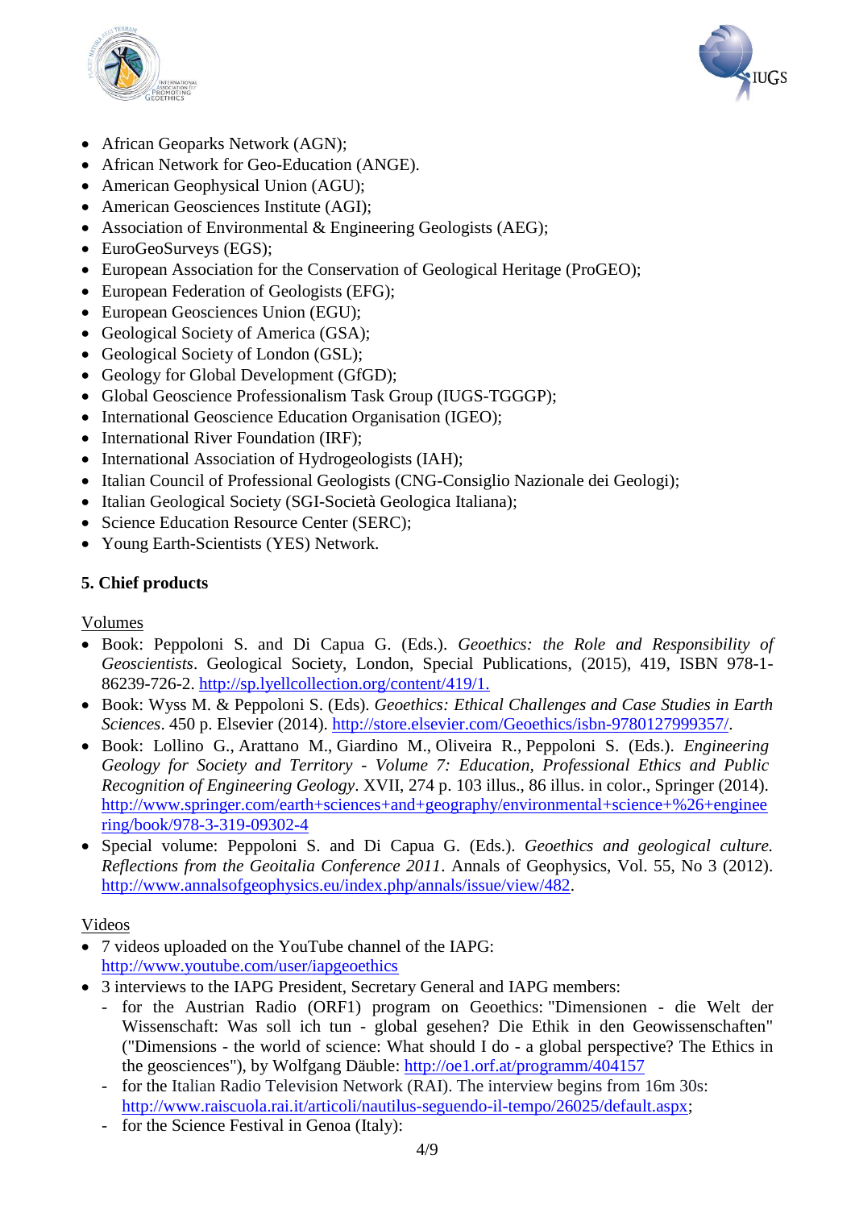- African Geoparks Network (AGN);
- African Network for Geo-Education (ANGE).
- American Geophysical Union (AGU);
- American Geosciences Institute (AGI);
- Association of Environmental & Engineering Geologists (AEG);
- EuroGeoSurveys (EGS);
- European Association for the Conservation of Geological Heritage (ProGEO);
- European Federation of Geologists (EFG);
- European Geosciences Union (EGU);
- Geological Society of America (GSA);
- Geological Society of London (GSL);
- Geology for Global Development (GfGD);
- Global Geoscience Professionalism Task Group (IUGS-TGGGP);
- International Geoscience Education Organisation (IGEO);
- International River Foundation (IRF);
- International Association of Hydrogeologists (IAH);
- Italian Council of Professional Geologists (CNG-Consiglio Nazionale dei Geologi);
- Italian Geological Society (SGI-Società Geologica Italiana);
- Science Education Resource Center (SERC);
- Young Earth-Scientists (YES) Network.

### 5. Chief products

Volumes

- Book: Peppoloni S. and Di Capua G. (Eds.). *Geoethics: the Role and Responsibility of Geoscientists*. Geological Society, London, Special Publications, (2015), 419, ISBN 978-1-86239-726-2. http://sp.lyellcollection.org/content/419/1.
- Book: Wyss M. & Peppoloni S. (Eds). *Geoethics: Ethical Challenges and Case Studies in Earth Sciences*. 450 p. Elsevier (2014). http://store.elsevier.com/Geoethics/isbn-9780127999357/.
- Book: Lollino G., Arattano M., Giardino M., Oliveira R., Peppoloni S. (Eds.). *Engineering Geology for Society and Territory - Volume 7: Education, Professional Ethics and Public Recognition of Engineering Geology*. XVII, 274 p. 103 illus., 86 illus. in color., Springer (2014). http://www.springer.com/earth+sciences+and+geography/environmental+science+%26+engineering/book/978-3-319-09302-4
- Special volume: Peppoloni S. and Di Capua G. (Eds.). *Geoethics and geological culture. Reflections from the Geoitalia Conference 2011*. Annals of Geophysics, Vol. 55, No 3 (2012). http://www.annalsofgeophysics.eu/index.php/annals/issue/view/482.

Videos

- 7 videos uploaded on the YouTube channel of the IAPG: http://www.youtube.com/user/iapgeoethics
- 3 interviews to the IAPG President, Secretary General and IAPG members:
  - for the Austrian Radio (ORF1) program on Geoethics: "Dimensionen - die Welt der Wissenschaft: Was soll ich tun - global gesehen? Die Ethik in den Geowissenschaften" ("Dimensions - the world of science: What should I do - a global perspective? The Ethics in the geosciences"), by Wolfgang Däuble: http://oe1.orf.at/programm/404157
  - for the Italian Radio Television Network (RAI). The interview begins from 16m 30s: http://www.raiscuola.rai.it/articoli/nautilus-seguendo-il-tempo/26025/default.aspx;
  - for the Science Festival in Genoa (Italy):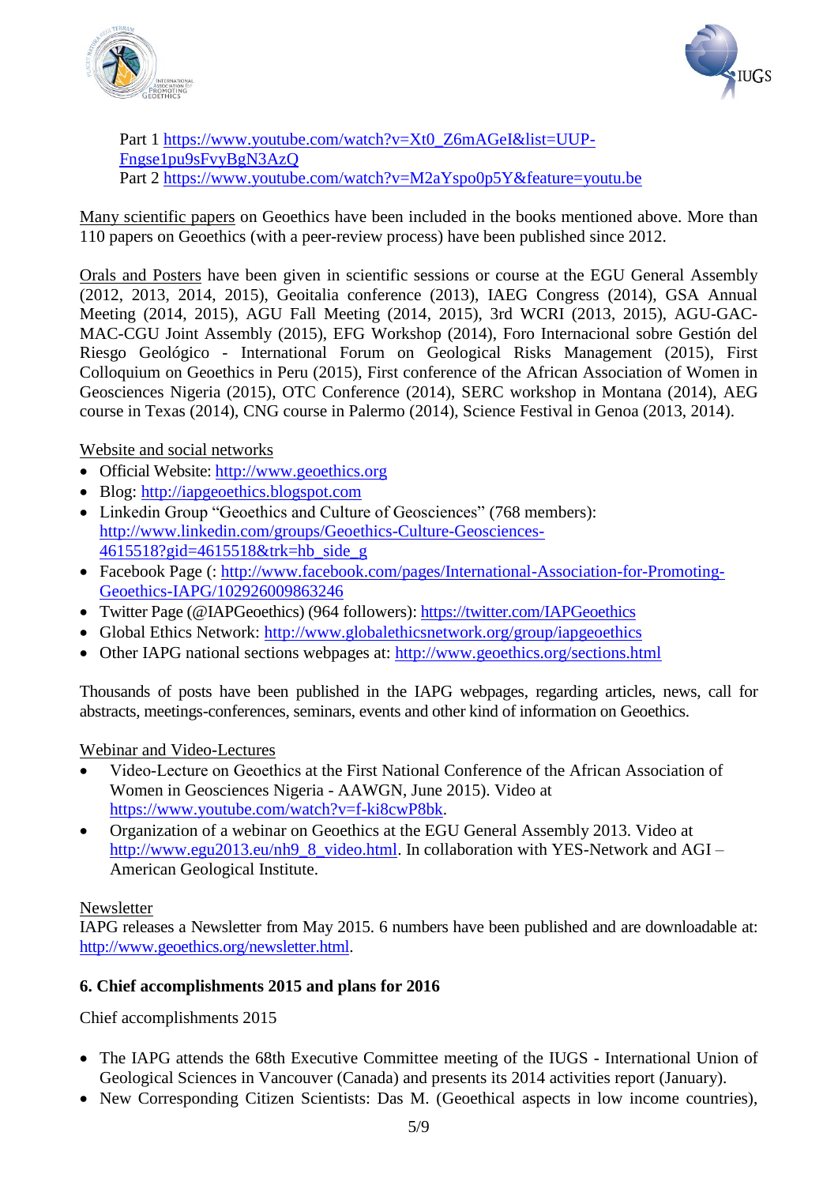Part 1 https://www.youtube.com/watch?v=Xt0_Z6mAGeI&list=UUP-Fngse1pu9sFvyBgN3AzQ
Part 2 https://www.youtube.com/watch?v=M2aYspo0p5Y&feature=youtu.be

Many scientific papers on Geoethics have been included in the books mentioned above. More than 110 papers on Geoethics (with a peer-review process) have been published since 2012.

Orals and Posters have been given in scientific sessions or course at the EGU General Assembly (2012, 2013, 2014, 2015), Geoitalia conference (2013), IAEG Congress (2014), GSA Annual Meeting (2014, 2015), AGU Fall Meeting (2014, 2015), 3rd WCRI (2013, 2015), AGU-GAC-MAC-CGU Joint Assembly (2015), EFG Workshop (2014), Foro Internacional sobre Gestión del Riesgo Geológico - International Forum on Geological Risks Management (2015), First Colloquium on Geoethics in Peru (2015), First conference of the African Association of Women in Geosciences Nigeria (2015), OTC Conference (2014), SERC workshop in Montana (2014), AEG course in Texas (2014), CNG course in Palermo (2014), Science Festival in Genoa (2013, 2014).

Website and social networks

- Official Website: http://www.geoethics.org
- Blog: http://iapgeoethics.blogspot.com
- Linkedin Group "Geoethics and Culture of Geosciences" (768 members): http://www.linkedin.com/groups/Geoethics-Culture-Geosciences-4615518?gid=4615518&trk=hb_side_g
- Facebook Page (: http://www.facebook.com/pages/International-Association-for-Promoting-Geoethics-IAPG/102926009863246
- Twitter Page (@IAPGeoethics) (964 followers): https://twitter.com/IAPGeoethics
- Global Ethics Network: http://www.globalethicsnetwork.org/group/iapgeoethics
- Other IAPG national sections webpages at: http://www.geoethics.org/sections.html

Thousands of posts have been published in the IAPG webpages, regarding articles, news, call for abstracts, meetings-conferences, seminars, events and other kind of information on Geoethics.

Webinar and Video-Lectures

- Video-Lecture on Geoethics at the First National Conference of the African Association of Women in Geosciences Nigeria - AAWGN, June 2015). Video at https://www.youtube.com/watch?v=f-ki8cwP8bk.
- Organization of a webinar on Geoethics at the EGU General Assembly 2013. Video at http://www.egu2013.eu/nh9_8_video.html. In collaboration with YES-Network and AGI – American Geological Institute.

Newsletter

IAPG releases a Newsletter from May 2015. 6 numbers have been published and are downloadable at: http://www.geoethics.org/newsletter.html.

## 6. Chief accomplishments 2015 and plans for 2016

Chief accomplishments 2015

- The IAPG attends the 68th Executive Committee meeting of the IUGS - International Union of Geological Sciences in Vancouver (Canada) and presents its 2014 activities report (January).
- New Corresponding Citizen Scientists: Das M. (Geoethical aspects in low income countries),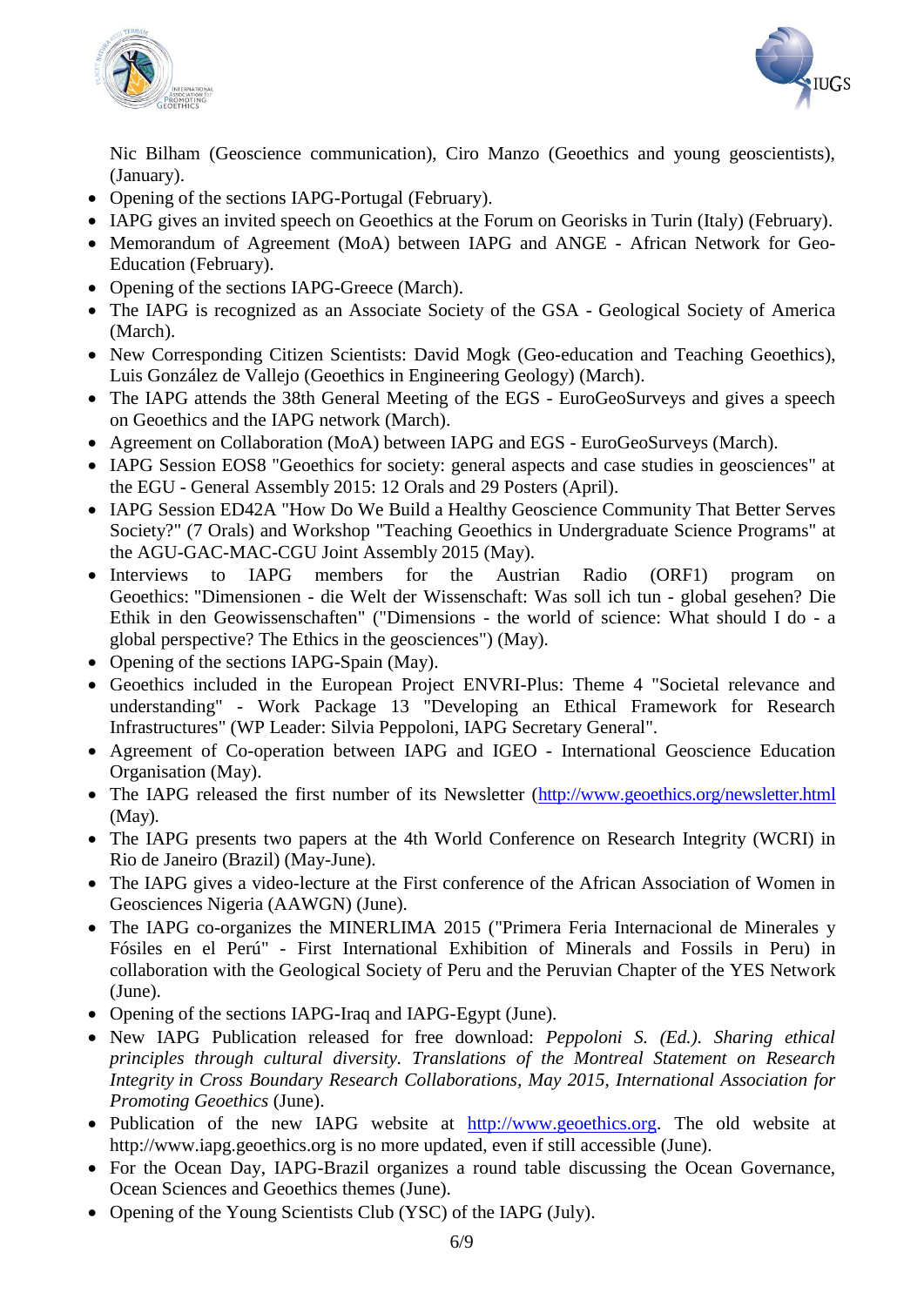Nic Bilham (Geoscience communication), Ciro Manzo (Geoethics and young geoscientists), (January).

- Opening of the sections IAPG-Portugal (February).
- IAPG gives an invited speech on Geoethics at the Forum on Georisks in Turin (Italy) (February).
- Memorandum of Agreement (MoA) between IAPG and ANGE - African Network for Geo-Education (February).
- Opening of the sections IAPG-Greece (March).
- The IAPG is recognized as an Associate Society of the GSA - Geological Society of America (March).
- New Corresponding Citizen Scientists: David Mogk (Geo-education and Teaching Geoethics), Luis González de Vallejo (Geoethics in Engineering Geology) (March).
- The IAPG attends the 38th General Meeting of the EGS - EuroGeoSurveys and gives a speech on Geoethics and the IAPG network (March).
- Agreement on Collaboration (MoA) between IAPG and EGS - EuroGeoSurveys (March).
- IAPG Session EOS8 "Geoethics for society: general aspects and case studies in geosciences" at the EGU - General Assembly 2015: 12 Orals and 29 Posters (April).
- IAPG Session ED42A "How Do We Build a Healthy Geoscience Community That Better Serves Society?" (7 Orals) and Workshop "Teaching Geoethics in Undergraduate Science Programs" at the AGU-GAC-MAC-CGU Joint Assembly 2015 (May).
- Interviews to IAPG members for the Austrian Radio (ORF1) program on Geoethics: "Dimensionen - die Welt der Wissenschaft: Was soll ich tun - global gesehen? Die Ethik in den Geowissenschaften" ("Dimensions - the world of science: What should I do - a global perspective? The Ethics in the geosciences") (May).
- Opening of the sections IAPG-Spain (May).
- Geoethics included in the European Project ENVRI-Plus: Theme 4 "Societal relevance and understanding" - Work Package 13 "Developing an Ethical Framework for Research Infrastructures" (WP Leader: Silvia Peppoloni, IAPG Secretary General".
- Agreement of Co-operation between IAPG and IGEO - International Geoscience Education Organisation (May).
- The IAPG released the first number of its Newsletter (http://www.geoethics.org/newsletter.html) (May).
- The IAPG presents two papers at the 4th World Conference on Research Integrity (WCRI) in Rio de Janeiro (Brazil) (May-June).
- The IAPG gives a video-lecture at the First conference of the African Association of Women in Geosciences Nigeria (AAWGN) (June).
- The IAPG co-organizes the MINERLIMA 2015 ("Primera Feria Internacional de Minerales y Fósiles en el Perú" - First International Exhibition of Minerals and Fossils in Peru) in collaboration with the Geological Society of Peru and the Peruvian Chapter of the YES Network (June).
- Opening of the sections IAPG-Iraq and IAPG-Egypt (June).
- New IAPG Publication released for free download: *Peppoloni S. (Ed.). Sharing ethical principles through cultural diversity. Translations of the Montreal Statement on Research Integrity in Cross Boundary Research Collaborations, May 2015, International Association for Promoting Geoethics* (June).
- Publication of the new IAPG website at http://www.geoethics.org. The old website at http://www.iapg.geoethics.org is no more updated, even if still accessible (June).
- For the Ocean Day, IAPG-Brazil organizes a round table discussing the Ocean Governance, Ocean Sciences and Geoethics themes (June).
- Opening of the Young Scientists Club (YSC) of the IAPG (July).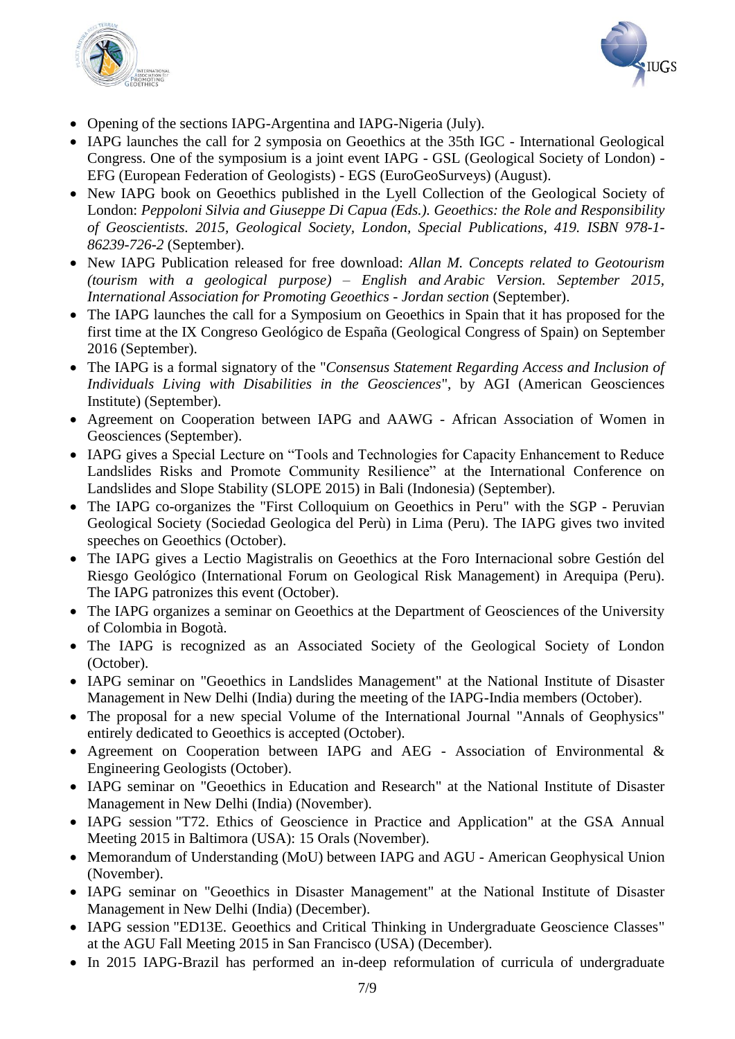- Opening of the sections IAPG-Argentina and IAPG-Nigeria (July).
- IAPG launches the call for 2 symposia on Geoethics at the 35th IGC - International Geological Congress. One of the symposium is a joint event IAPG - GSL (Geological Society of London) - EFG (European Federation of Geologists) - EGS (EuroGeoSurveys) (August).
- New IAPG book on Geoethics published in the Lyell Collection of the Geological Society of London: *Peppoloni Silvia and Giuseppe Di Capua (Eds.). Geoethics: the Role and Responsibility of Geoscientists. 2015, Geological Society, London, Special Publications, 419. ISBN 978-1-86239-726-2* (September).
- New IAPG Publication released for free download: *Allan M. Concepts related to Geotourism (tourism with a geological purpose) – English and Arabic Version. September 2015, International Association for Promoting Geoethics - Jordan section* (September).
- The IAPG launches the call for a Symposium on Geoethics in Spain that it has proposed for the first time at the IX Congreso Geológico de España (Geological Congress of Spain) on September 2016 (September).
- The IAPG is a formal signatory of the "*Consensus Statement Regarding Access and Inclusion of Individuals Living with Disabilities in the Geosciences*", by AGI (American Geosciences Institute) (September).
- Agreement on Cooperation between IAPG and AAWG - African Association of Women in Geosciences (September).
- IAPG gives a Special Lecture on "Tools and Technologies for Capacity Enhancement to Reduce Landslides Risks and Promote Community Resilience" at the International Conference on Landslides and Slope Stability (SLOPE 2015) in Bali (Indonesia) (September).
- The IAPG co-organizes the "First Colloquium on Geoethics in Peru" with the SGP - Peruvian Geological Society (Sociedad Geologica del Perù) in Lima (Peru). The IAPG gives two invited speeches on Geoethics (October).
- The IAPG gives a Lectio Magistralis on Geoethics at the Foro Internacional sobre Gestión del Riesgo Geológico (International Forum on Geological Risk Management) in Arequipa (Peru). The IAPG patronizes this event (October).
- The IAPG organizes a seminar on Geoethics at the Department of Geosciences of the University of Colombia in Bogotà.
- The IAPG is recognized as an Associated Society of the Geological Society of London (October).
- IAPG seminar on "Geoethics in Landslides Management" at the National Institute of Disaster Management in New Delhi (India) during the meeting of the IAPG-India members (October).
- The proposal for a new special Volume of the International Journal "Annals of Geophysics" entirely dedicated to Geoethics is accepted (October).
- Agreement on Cooperation between IAPG and AEG - Association of Environmental & Engineering Geologists (October).
- IAPG seminar on "Geoethics in Education and Research" at the National Institute of Disaster Management in New Delhi (India) (November).
- IAPG session "T72. Ethics of Geoscience in Practice and Application" at the GSA Annual Meeting 2015 in Baltimora (USA): 15 Orals (November).
- Memorandum of Understanding (MoU) between IAPG and AGU - American Geophysical Union (November).
- IAPG seminar on "Geoethics in Disaster Management" at the National Institute of Disaster Management in New Delhi (India) (December).
- IAPG session "ED13E. Geoethics and Critical Thinking in Undergraduate Geoscience Classes" at the AGU Fall Meeting 2015 in San Francisco (USA) (December).
- In 2015 IAPG-Brazil has performed an in-deep reformulation of curricula of undergraduate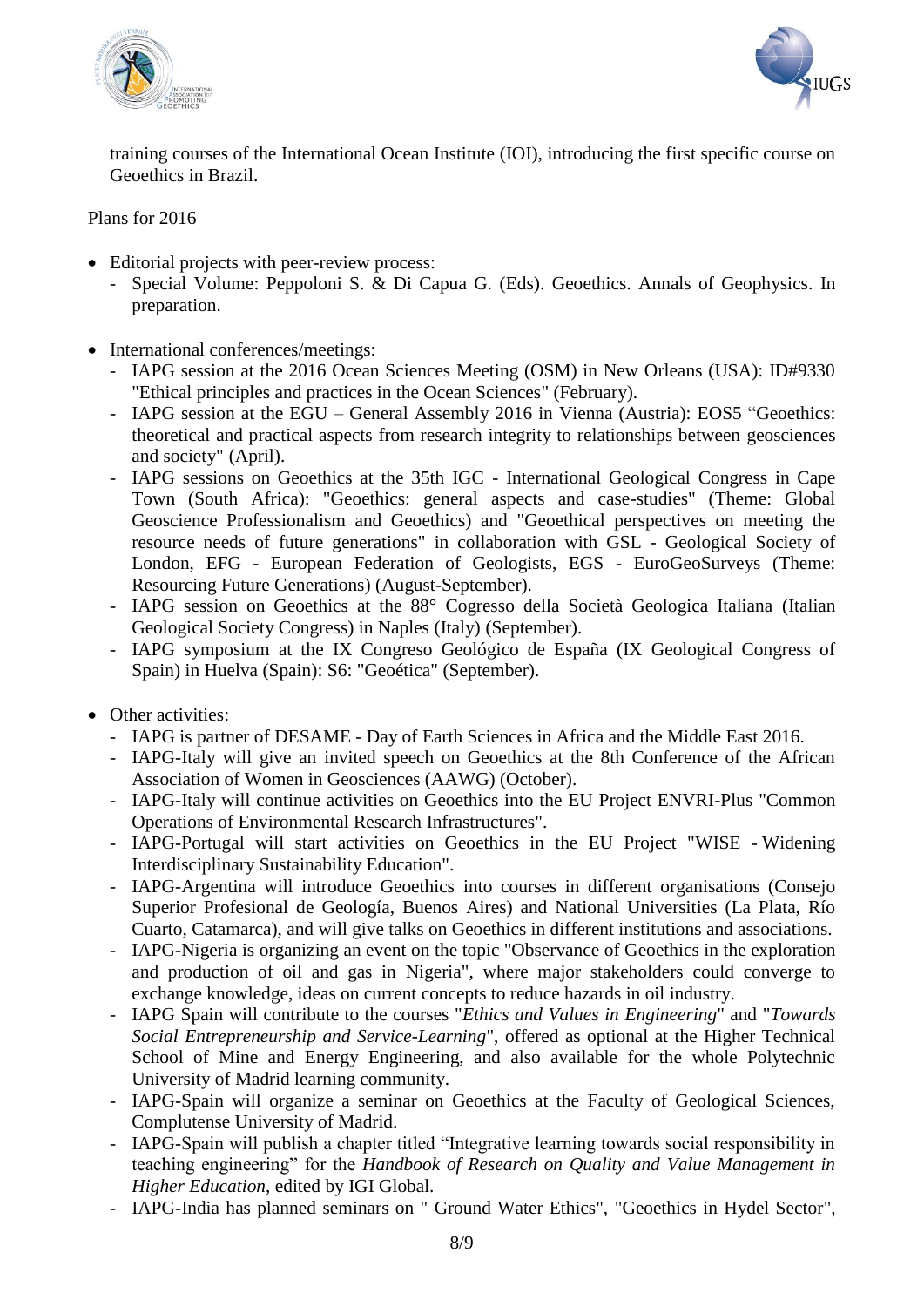training courses of the International Ocean Institute (IOI), introducing the first specific course on Geoethics in Brazil.

Plans for 2016

- Editorial projects with peer-review process:
  - Special Volume: Peppoloni S. & Di Capua G. (Eds). Geoethics. Annals of Geophysics. In preparation.

- International conferences/meetings:
  - IAPG session at the 2016 Ocean Sciences Meeting (OSM) in New Orleans (USA): ID#9330 "Ethical principles and practices in the Ocean Sciences" (February).
  - IAPG session at the EGU – General Assembly 2016 in Vienna (Austria): EOS5 "Geoethics: theoretical and practical aspects from research integrity to relationships between geosciences and society" (April).
  - IAPG sessions on Geoethics at the 35th IGC - International Geological Congress in Cape Town (South Africa): "Geoethics: general aspects and case-studies" (Theme: Global Geoscience Professionalism and Geoethics) and "Geoethical perspectives on meeting the resource needs of future generations" in collaboration with GSL - Geological Society of London, EFG - European Federation of Geologists, EGS - EuroGeoSurveys (Theme: Resourcing Future Generations) (August-September).
  - IAPG session on Geoethics at the 88° Cogresso della Società Geologica Italiana (Italian Geological Society Congress) in Naples (Italy) (September).
  - IAPG symposium at the IX Congreso Geológico de España (IX Geological Congress of Spain) in Huelva (Spain): S6: "Geoética" (September).

- Other activities:
  - IAPG is partner of DESAME - Day of Earth Sciences in Africa and the Middle East 2016.
  - IAPG-Italy will give an invited speech on Geoethics at the 8th Conference of the African Association of Women in Geosciences (AAWG) (October).
  - IAPG-Italy will continue activities on Geoethics into the EU Project ENVRI-Plus "Common Operations of Environmental Research Infrastructures".
  - IAPG-Portugal will start activities on Geoethics in the EU Project "WISE - Widening Interdisciplinary Sustainability Education".
  - IAPG-Argentina will introduce Geoethics into courses in different organisations (Consejo Superior Profesional de Geología, Buenos Aires) and National Universities (La Plata, Río Cuarto, Catamarca), and will give talks on Geoethics in different institutions and associations.
  - IAPG-Nigeria is organizing an event on the topic "Observance of Geoethics in the exploration and production of oil and gas in Nigeria", where major stakeholders could converge to exchange knowledge, ideas on current concepts to reduce hazards in oil industry.
  - IAPG Spain will contribute to the courses "*Ethics and Values in Engineering*" and "*Towards Social Entrepreneurship and Service-Learning*", offered as optional at the Higher Technical School of Mine and Energy Engineering, and also available for the whole Polytechnic University of Madrid learning community.
  - IAPG-Spain will organize a seminar on Geoethics at the Faculty of Geological Sciences, Complutense University of Madrid.
  - IAPG-Spain will publish a chapter titled "Integrative learning towards social responsibility in teaching engineering" for the *Handbook of Research on Quality and Value Management in Higher Education*, edited by IGI Global.
  - IAPG-India has planned seminars on " Ground Water Ethics", "Geoethics in Hydel Sector",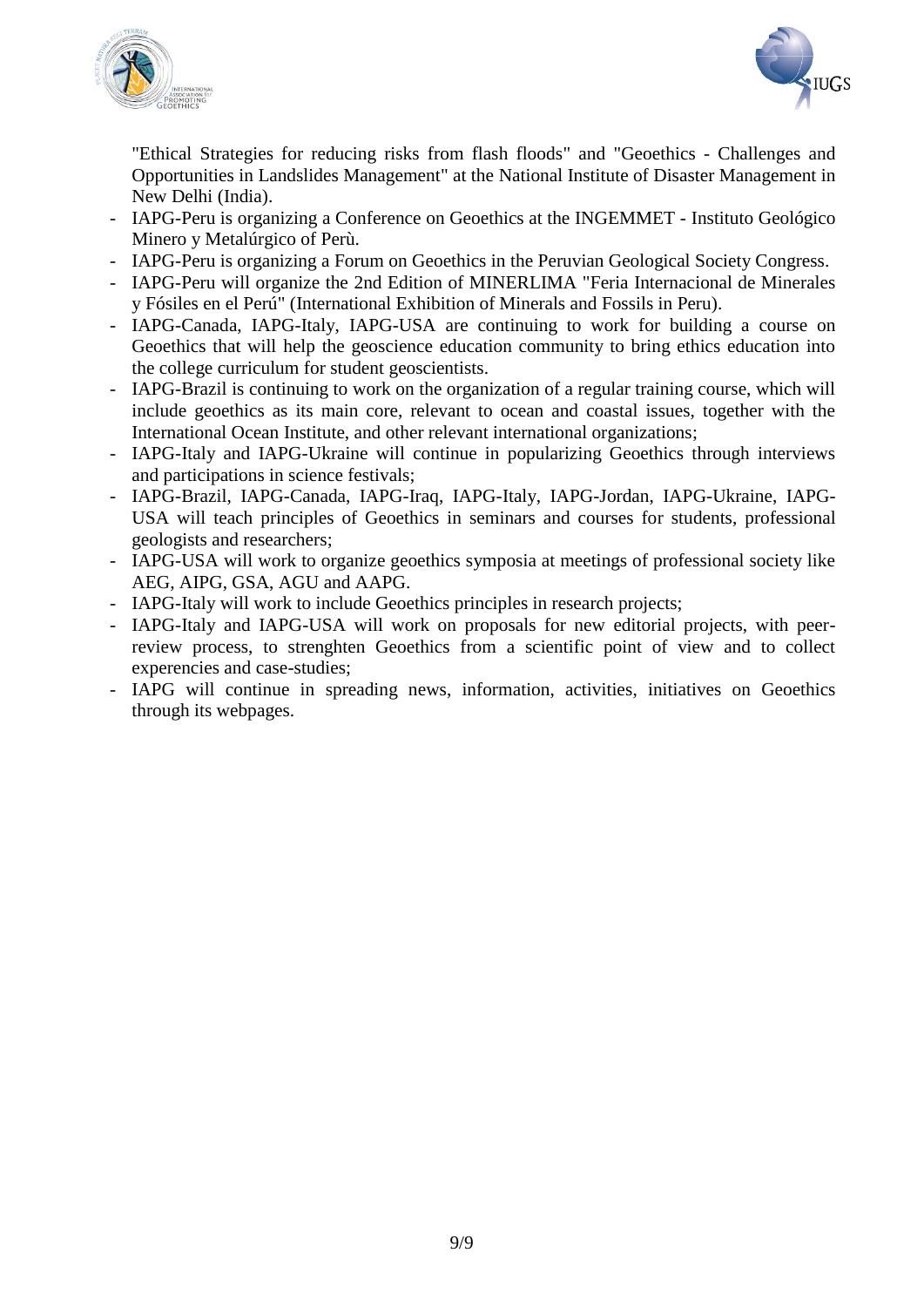"Ethical Strategies for reducing risks from flash floods" and "Geoethics - Challenges and Opportunities in Landslides Management" at the National Institute of Disaster Management in New Delhi (India).

- IAPG-Peru is organizing a Conference on Geoethics at the INGEMMET - Instituto Geológico Minero y Metalúrgico of Perù.
- IAPG-Peru is organizing a Forum on Geoethics in the Peruvian Geological Society Congress.
- IAPG-Peru will organize the 2nd Edition of MINERLIMA "Feria Internacional de Minerales y Fósiles en el Perú" (International Exhibition of Minerals and Fossils in Peru).
- IAPG-Canada, IAPG-Italy, IAPG-USA are continuing to work for building a course on Geoethics that will help the geoscience education community to bring ethics education into the college curriculum for student geoscientists.
- IAPG-Brazil is continuing to work on the organization of a regular training course, which will include geoethics as its main core, relevant to ocean and coastal issues, together with the International Ocean Institute, and other relevant international organizations;
- IAPG-Italy and IAPG-Ukraine will continue in popularizing Geoethics through interviews and participations in science festivals;
- IAPG-Brazil, IAPG-Canada, IAPG-Iraq, IAPG-Italy, IAPG-Jordan, IAPG-Ukraine, IAPG-USA will teach principles of Geoethics in seminars and courses for students, professional geologists and researchers;
- IAPG-USA will work to organize geoethics symposia at meetings of professional society like AEG, AIPG, GSA, AGU and AAPG.
- IAPG-Italy will work to include Geoethics principles in research projects;
- IAPG-Italy and IAPG-USA will work on proposals for new editorial projects, with peer-review process, to strenghten Geoethics from a scientific point of view and to collect experencies and case-studies;
- IAPG will continue in spreading news, information, activities, initiatives on Geoethics through its webpages.